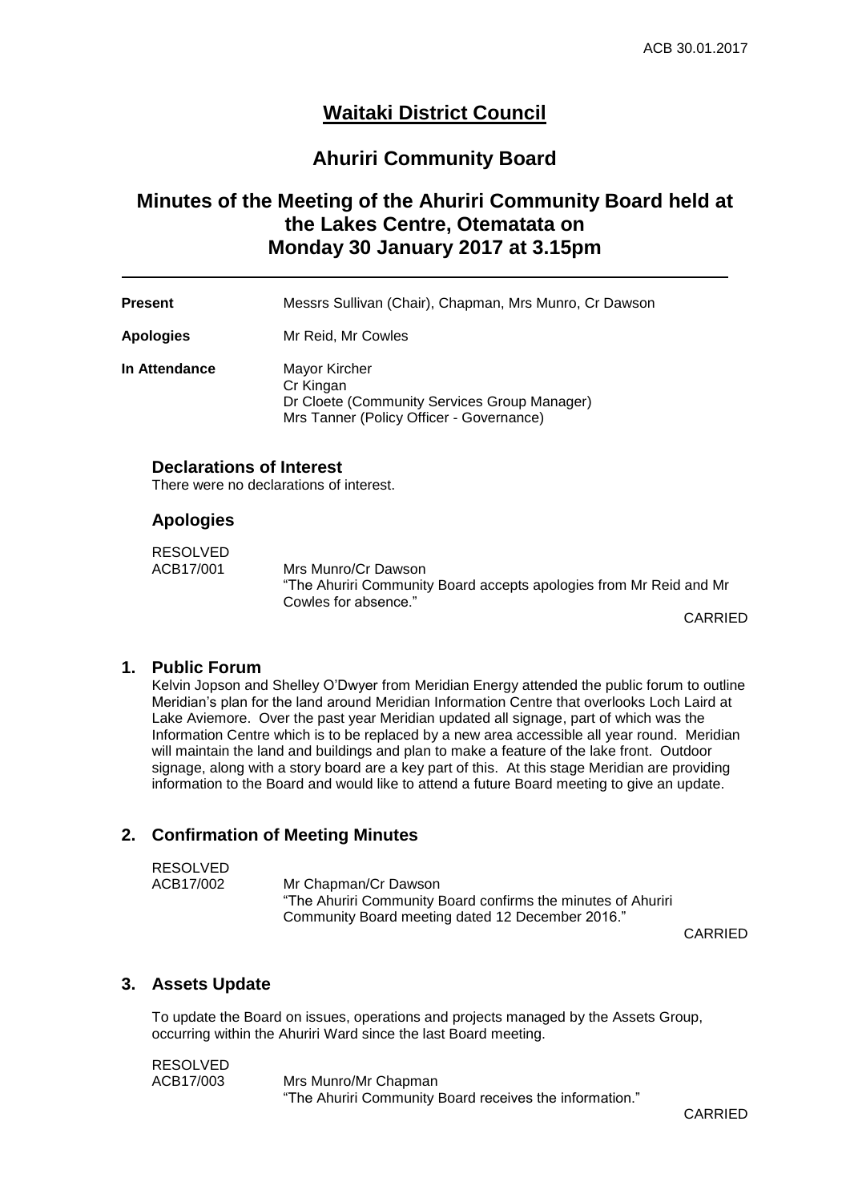# Waitaki District Council

## Ahuriri Community Board

## Minutes of the Meeting of the Ahuriri Community Board held at the Lakes Centre, Otematata on Monday 30 January 2017 at 3.15pm

---

| | |
|---|---|
| **Present** | Messrs Sullivan (Chair), Chapman, Mrs Munro, Cr Dawson |
| **Apologies** | Mr Reid, Mr Cowles |
| **In Attendance** | Mayor Kircher<br>Cr Kingan<br>Dr Cloete (Community Services Group Manager)<br>Mrs Tanner (Policy Officer - Governance) |

### Declarations of Interest

There were no declarations of interest.

### Apologies

RESOLVED
ACB17/001 Mrs Munro/Cr Dawson
"The Ahuriri Community Board accepts apologies from Mr Reid and Mr Cowles for absence."

CARRIED

### 1. Public Forum

Kelvin Jopson and Shelley O'Dwyer from Meridian Energy attended the public forum to outline Meridian's plan for the land around Meridian Information Centre that overlooks Loch Laird at Lake Aviemore. Over the past year Meridian updated all signage, part of which was the Information Centre which is to be replaced by a new area accessible all year round. Meridian will maintain the land and buildings and plan to make a feature of the lake front. Outdoor signage, along with a story board are a key part of this. At this stage Meridian are providing information to the Board and would like to attend a future Board meeting to give an update.

### 2. Confirmation of Meeting Minutes

RESOLVED
ACB17/002 Mr Chapman/Cr Dawson
"The Ahuriri Community Board confirms the minutes of Ahuriri Community Board meeting dated 12 December 2016."

CARRIED

### 3. Assets Update

To update the Board on issues, operations and projects managed by the Assets Group, occurring within the Ahuriri Ward since the last Board meeting.

RESOLVED
ACB17/003 Mrs Munro/Mr Chapman
"The Ahuriri Community Board receives the information."

CARRIED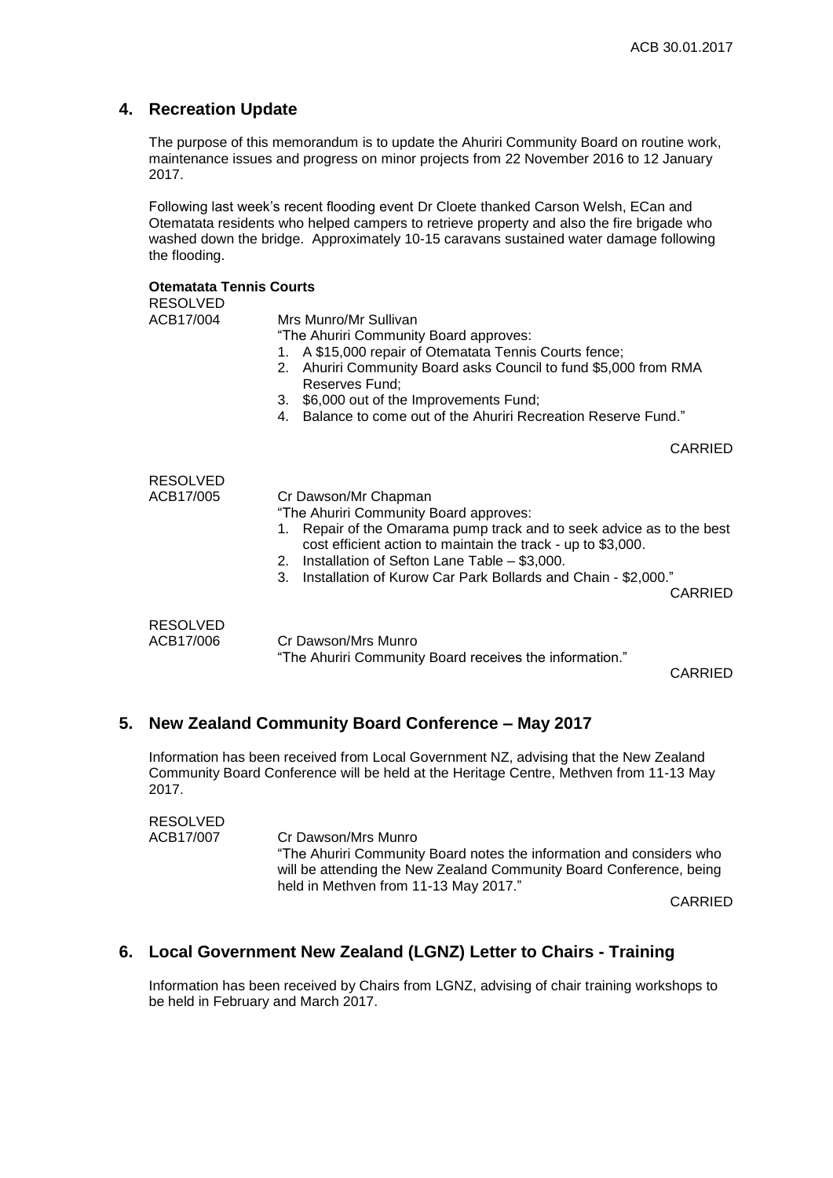## 4. Recreation Update

The purpose of this memorandum is to update the Ahuriri Community Board on routine work, maintenance issues and progress on minor projects from 22 November 2016 to 12 January 2017.

Following last week's recent flooding event Dr Cloete thanked Carson Welsh, ECan and Otematata residents who helped campers to retrieve property and also the fire brigade who washed down the bridge. Approximately 10-15 caravans sustained water damage following the flooding.

**Otematata Tennis Courts**

RESOLVED
ACB17/004 Mrs Munro/Mr Sullivan

"The Ahuriri Community Board approves:

1. A $15,000 repair of Otematata Tennis Courts fence;
2. Ahuriri Community Board asks Council to fund $5,000 from RMA Reserves Fund;
3. $6,000 out of the Improvements Fund;
4. Balance to come out of the Ahuriri Recreation Reserve Fund."

CARRIED

RESOLVED
ACB17/005 Cr Dawson/Mr Chapman

"The Ahuriri Community Board approves:

1. Repair of the Omarama pump track and to seek advice as to the best cost efficient action to maintain the track - up to $3,000.
2. Installation of Sefton Lane Table – $3,000.
3. Installation of Kurow Car Park Bollards and Chain - $2,000."

CARRIED

RESOLVED
ACB17/006 Cr Dawson/Mrs Munro

"The Ahuriri Community Board receives the information."

CARRIED

## 5. New Zealand Community Board Conference – May 2017

Information has been received from Local Government NZ, advising that the New Zealand Community Board Conference will be held at the Heritage Centre, Methven from 11-13 May 2017.

RESOLVED
ACB17/007 Cr Dawson/Mrs Munro

"The Ahuriri Community Board notes the information and considers who will be attending the New Zealand Community Board Conference, being held in Methven from 11-13 May 2017."

CARRIED

## 6. Local Government New Zealand (LGNZ) Letter to Chairs - Training

Information has been received by Chairs from LGNZ, advising of chair training workshops to be held in February and March 2017.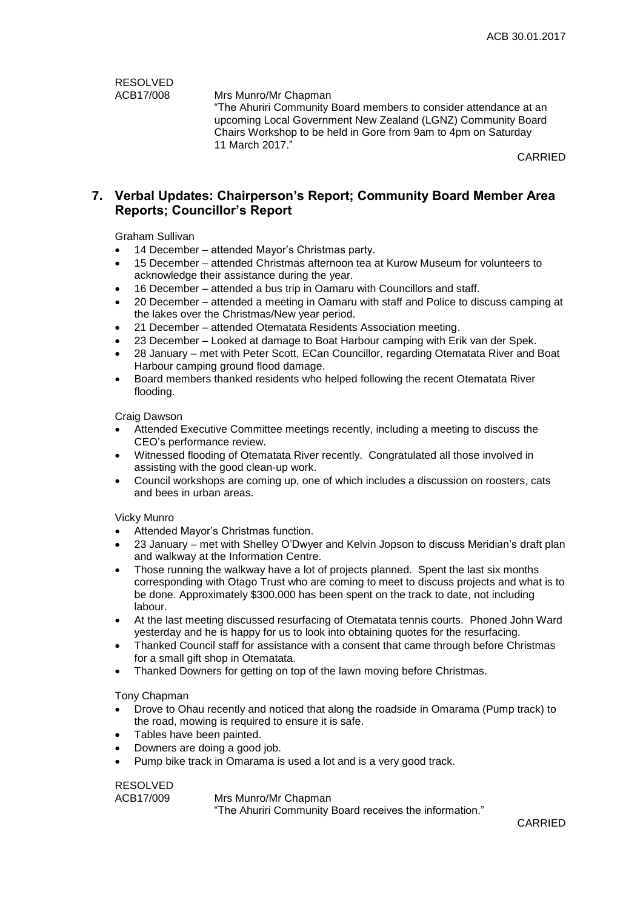RESOLVED
ACB17/008 Mrs Munro/Mr Chapman

"The Ahuriri Community Board members to consider attendance at an upcoming Local Government New Zealand (LGNZ) Community Board Chairs Workshop to be held in Gore from 9am to 4pm on Saturday 11 March 2017."

CARRIED

## 7. Verbal Updates: Chairperson's Report; Community Board Member Area Reports; Councillor's Report

Graham Sullivan

- 14 December – attended Mayor's Christmas party.
- 15 December – attended Christmas afternoon tea at Kurow Museum for volunteers to acknowledge their assistance during the year.
- 16 December – attended a bus trip in Oamaru with Councillors and staff.
- 20 December – attended a meeting in Oamaru with staff and Police to discuss camping at the lakes over the Christmas/New year period.
- 21 December – attended Otematata Residents Association meeting.
- 23 December – Looked at damage to Boat Harbour camping with Erik van der Spek.
- 28 January – met with Peter Scott, ECan Councillor, regarding Otematata River and Boat Harbour camping ground flood damage.
- Board members thanked residents who helped following the recent Otematata River flooding.

Craig Dawson

- Attended Executive Committee meetings recently, including a meeting to discuss the CEO's performance review.
- Witnessed flooding of Otematata River recently. Congratulated all those involved in assisting with the good clean-up work.
- Council workshops are coming up, one of which includes a discussion on roosters, cats and bees in urban areas.

Vicky Munro

- Attended Mayor's Christmas function.
- 23 January – met with Shelley O'Dwyer and Kelvin Jopson to discuss Meridian's draft plan and walkway at the Information Centre.
- Those running the walkway have a lot of projects planned. Spent the last six months corresponding with Otago Trust who are coming to meet to discuss projects and what is to be done. Approximately $300,000 has been spent on the track to date, not including labour.
- At the last meeting discussed resurfacing of Otematata tennis courts. Phoned John Ward yesterday and he is happy for us to look into obtaining quotes for the resurfacing.
- Thanked Council staff for assistance with a consent that came through before Christmas for a small gift shop in Otematata.
- Thanked Downers for getting on top of the lawn moving before Christmas.

Tony Chapman

- Drove to Ohau recently and noticed that along the roadside in Omarama (Pump track) to the road, mowing is required to ensure it is safe.
- Tables have been painted.
- Downers are doing a good job.
- Pump bike track in Omarama is used a lot and is a very good track.

RESOLVED
ACB17/009 Mrs Munro/Mr Chapman

"The Ahuriri Community Board receives the information."

CARRIED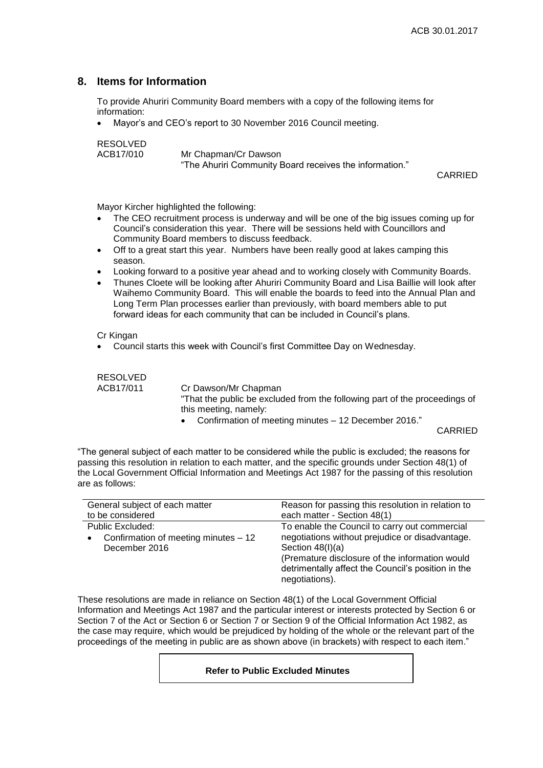## 8. Items for Information

To provide Ahuriri Community Board members with a copy of the following items for information:

- Mayor's and CEO's report to 30 November 2016 Council meeting.

RESOLVED
ACB17/010 Mr Chapman/Cr Dawson
"The Ahuriri Community Board receives the information."

CARRIED

Mayor Kircher highlighted the following:

- The CEO recruitment process is underway and will be one of the big issues coming up for Council's consideration this year. There will be sessions held with Councillors and Community Board members to discuss feedback.
- Off to a great start this year. Numbers have been really good at lakes camping this season.
- Looking forward to a positive year ahead and to working closely with Community Boards.
- Thunes Cloete will be looking after Ahuriri Community Board and Lisa Baillie will look after Waihemo Community Board. This will enable the boards to feed into the Annual Plan and Long Term Plan processes earlier than previously, with board members able to put forward ideas for each community that can be included in Council's plans.

Cr Kingan

- Council starts this week with Council's first Committee Day on Wednesday.

RESOLVED
ACB17/011 Cr Dawson/Mr Chapman
"That the public be excluded from the following part of the proceedings of this meeting, namely:

- Confirmation of meeting minutes – 12 December 2016."

CARRIED

"The general subject of each matter to be considered while the public is excluded; the reasons for passing this resolution in relation to each matter, and the specific grounds under Section 48(1) of the Local Government Official Information and Meetings Act 1987 for the passing of this resolution are as follows:

| General subject of each matter to be considered | Reason for passing this resolution in relation to each matter - Section 48(1) |
| --- | --- |
| Public Excluded:<br>• Confirmation of meeting minutes – 12 December 2016 | To enable the Council to carry out commercial negotiations without prejudice or disadvantage. Section 48(I)(a)<br>(Premature disclosure of the information would detrimentally affect the Council's position in the negotiations). |

These resolutions are made in reliance on Section 48(1) of the Local Government Official Information and Meetings Act 1987 and the particular interest or interests protected by Section 6 or Section 7 of the Act or Section 6 or Section 7 or Section 9 of the Official Information Act 1982, as the case may require, which would be prejudiced by holding of the whole or the relevant part of the proceedings of the meeting in public are as shown above (in brackets) with respect to each item."

**Refer to Public Excluded Minutes**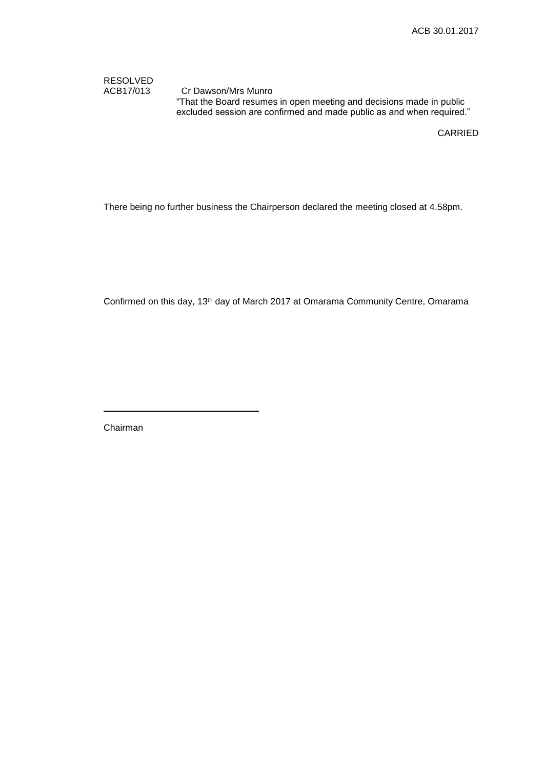RESOLVED
ACB17/013 Cr Dawson/Mrs Munro
"That the Board resumes in open meeting and decisions made in public excluded session are confirmed and made public as and when required."

CARRIED

There being no further business the Chairperson declared the meeting closed at 4.58pm.

Confirmed on this day, 13th day of March 2017 at Omarama Community Centre, Omarama

______________________________

Chairman